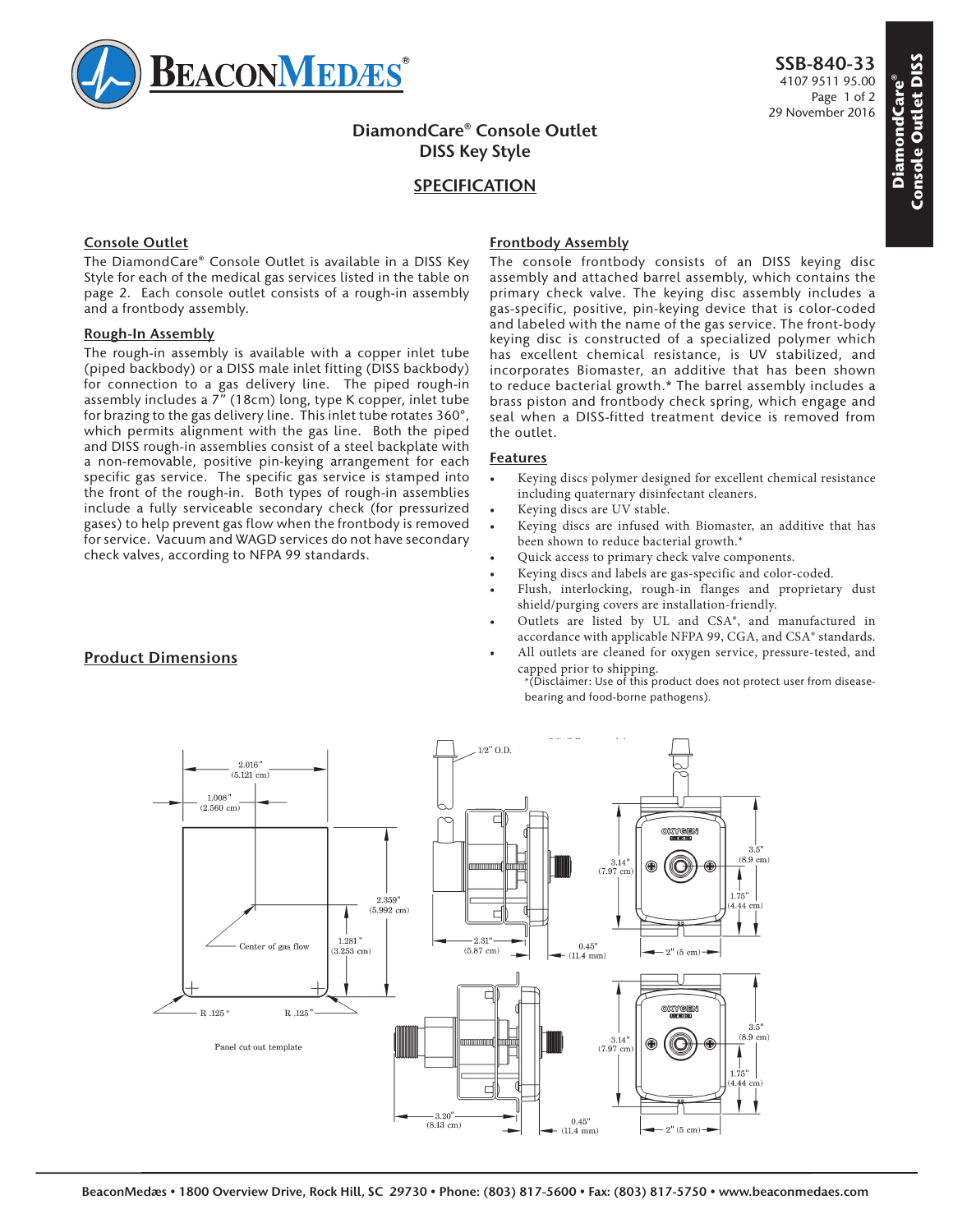SSB-840-33
4107 9511 95.00
29 November 2016

# DiamondCare® Console Outlet DISS Key Style

## SPECIFICATION

### Console Outlet

The DiamondCare® Console Outlet is available in a DISS Key Style for each of the medical gas services listed in the table on page 2. Each console outlet consists of a rough-in assembly and a frontbody assembly.

### Rough-In Assembly

The rough-in assembly is available with a copper inlet tube (piped backbody) or a DISS male inlet fitting (DISS backbody) for connection to a gas delivery line. The piped rough-in assembly includes a 7" (18cm) long, type K copper, inlet tube for brazing to the gas delivery line. This inlet tube rotates 360°, which permits alignment with the gas line. Both the piped and DISS rough-in assemblies consist of a steel backplate with a non-removable, positive pin-keying arrangement for each specific gas service. The specific gas service is stamped into the front of the rough-in. Both types of rough-in assemblies include a fully serviceable secondary check (for pressurized gases) to help prevent gas flow when the frontbody is removed for service. Vacuum and WAGD services do not have secondary check valves, according to NFPA 99 standards.

### Frontbody Assembly

The console frontbody consists of an DISS keying disc assembly and attached barrel assembly, which contains the primary check valve. The keying disc assembly includes a gas-specific, positive, pin-keying device that is color-coded and labeled with the name of the gas service. The front-body keying disc is constructed of a specialized polymer which has excellent chemical resistance, is UV stabilized, and incorporates Biomaster, an additive that has been shown to reduce bacterial growth.* The barrel assembly includes a brass piston and frontbody check spring, which engage and seal when a DISS-fitted treatment device is removed from the outlet.

### Features

- Keying discs polymer designed for excellent chemical resistance including quaternary disinfectant cleaners.
- Keying discs are UV stable.
- Keying discs are infused with Biomaster, an additive that has been shown to reduce bacterial growth.*
- Quick access to primary check valve components.
- Keying discs and labels are gas-specific and color-coded.
- Flush, interlocking, rough-in flanges and proprietary dust shield/purging covers are installation-friendly.
- Outlets are listed by UL and CSA®, and manufactured in accordance with applicable NFPA 99, CGA, and CSA® standards.
- All outlets are cleaned for oxygen service, pressure-tested, and capped prior to shipping.

*(Disclaimer: Use of this product does not protect user from disease-bearing and food-borne pathogens).

### Product Dimensions

Panel cut-out template: 2.016" (5.121 cm); 1.008" (2.560 cm); 2.359" (5.992 cm); 1.281" (3.253 cm); Center of gas flow; R .125"; R .125"

Piped: 1/2" O.D.; 2.31" (5.87 cm); 0.45" (11.4 mm); 3.14" (7.97 cm); 3.5" (8.9 cm); 1.75" (4.44 cm); 2" (5 cm); OXYGEN

DISS: 3.20" (8.13 cm); 0.45" (11.4 mm); 3.14" (7.97 cm); 3.5" (8.9 cm); 1.75" (4.44 cm); 2" (5 cm); OXYGEN

BeaconMedæs • 1800 Overview Drive, Rock Hill, SC 29730 • Phone: (803) 817-5600 • Fax: (803) 817-5750 • www.beaconmedaes.com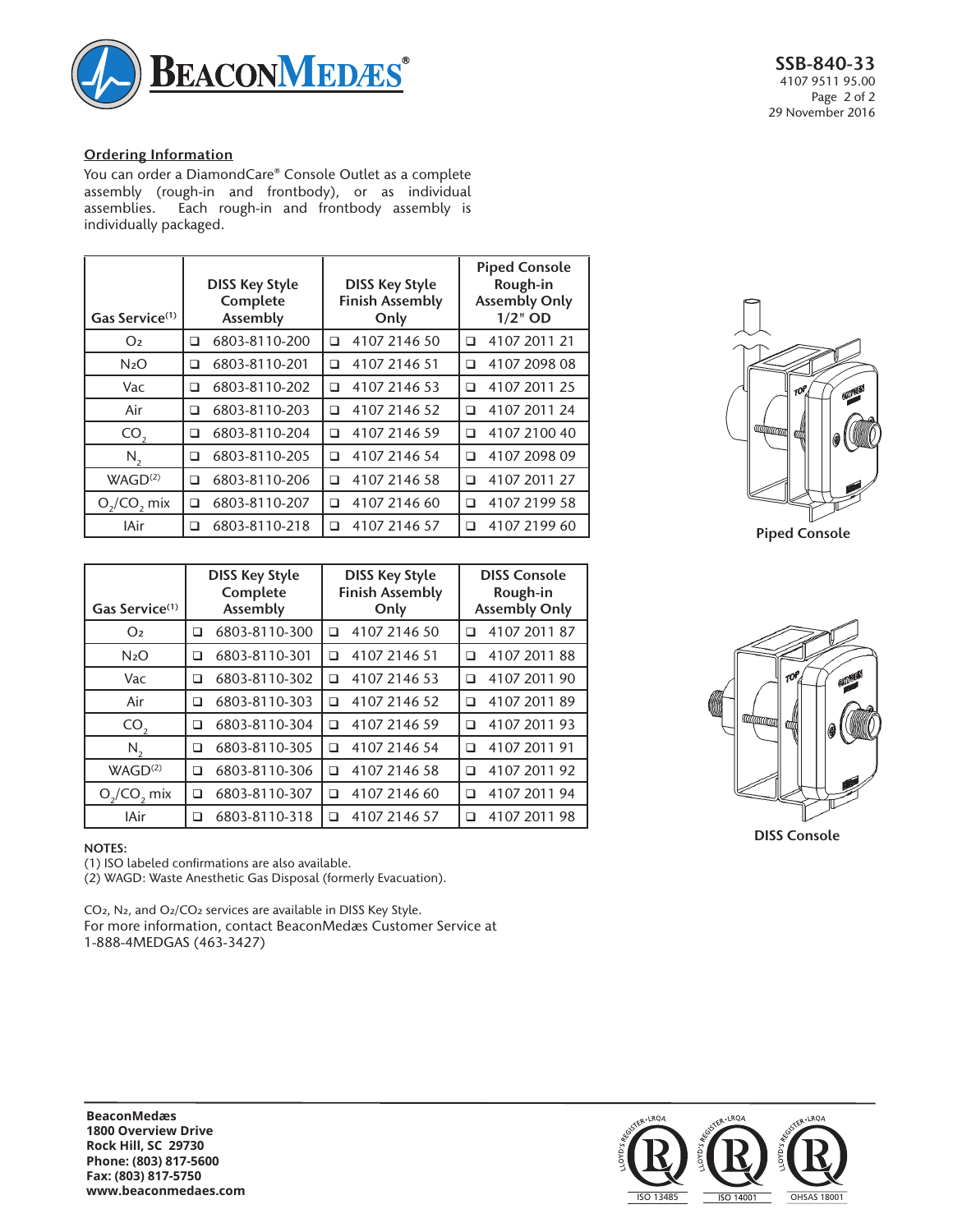## Ordering Information

You can order a DiamondCare® Console Outlet as a complete assembly (rough-in and frontbody), or as individual assemblies. Each rough-in and frontbody assembly is individually packaged.

| Gas Service(1) | DISS Key Style Complete Assembly | DISS Key Style Finish Assembly Only | Piped Console Rough-in Assembly Only 1/2" OD |
|---|---|---|---|
| $O_2$ | ❑ 6803-8110-200 | ❑ 4107 2146 50 | ❑ 4107 2011 21 |
| $N_2O$ | ❑ 6803-8110-201 | ❑ 4107 2146 51 | ❑ 4107 2098 08 |
| Vac | ❑ 6803-8110-202 | ❑ 4107 2146 53 | ❑ 4107 2011 25 |
| Air | ❑ 6803-8110-203 | ❑ 4107 2146 52 | ❑ 4107 2011 24 |
| $CO_2$ | ❑ 6803-8110-204 | ❑ 4107 2146 59 | ❑ 4107 2100 40 |
| $N_2$ | ❑ 6803-8110-205 | ❑ 4107 2146 54 | ❑ 4107 2098 09 |
| WAGD(2) | ❑ 6803-8110-206 | ❑ 4107 2146 58 | ❑ 4107 2011 27 |
| $O_2/CO_2$ mix | ❑ 6803-8110-207 | ❑ 4107 2146 60 | ❑ 4107 2199 58 |
| IAir | ❑ 6803-8110-218 | ❑ 4107 2146 57 | ❑ 4107 2199 60 |

Piped Console

| Gas Service(1) | DISS Key Style Complete Assembly | DISS Key Style Finish Assembly Only | DISS Console Rough-in Assembly Only |
|---|---|---|---|
| $O_2$ | ❑ 6803-8110-300 | ❑ 4107 2146 50 | ❑ 4107 2011 87 |
| $N_2O$ | ❑ 6803-8110-301 | ❑ 4107 2146 51 | ❑ 4107 2011 88 |
| Vac | ❑ 6803-8110-302 | ❑ 4107 2146 53 | ❑ 4107 2011 90 |
| Air | ❑ 6803-8110-303 | ❑ 4107 2146 52 | ❑ 4107 2011 89 |
| $CO_2$ | ❑ 6803-8110-304 | ❑ 4107 2146 59 | ❑ 4107 2011 93 |
| $N_2$ | ❑ 6803-8110-305 | ❑ 4107 2146 54 | ❑ 4107 2011 91 |
| WAGD(2) | ❑ 6803-8110-306 | ❑ 4107 2146 58 | ❑ 4107 2011 92 |
| $O_2/CO_2$ mix | ❑ 6803-8110-307 | ❑ 4107 2146 60 | ❑ 4107 2011 94 |
| IAir | ❑ 6803-8110-318 | ❑ 4107 2146 57 | ❑ 4107 2011 98 |

DISS Console

**NOTES:**

(1) ISO labeled confirmations are also available.

(2) WAGD: Waste Anesthetic Gas Disposal (formerly Evacuation).

$CO_2$, $N_2$, and $O_2/CO_2$ services are available in DISS Key Style.

For more information, contact BeaconMedæs Customer Service at 1-888-4MEDGAS (463-3427)

**BeaconMedæs**
**1800 Overview Drive**
**Rock Hill, SC 29730**
**Phone: (803) 817-5600**
**Fax: (803) 817-5750**
**www.beaconmedaes.com**

ISO 13485 ISO 14001 OHSAS 18001